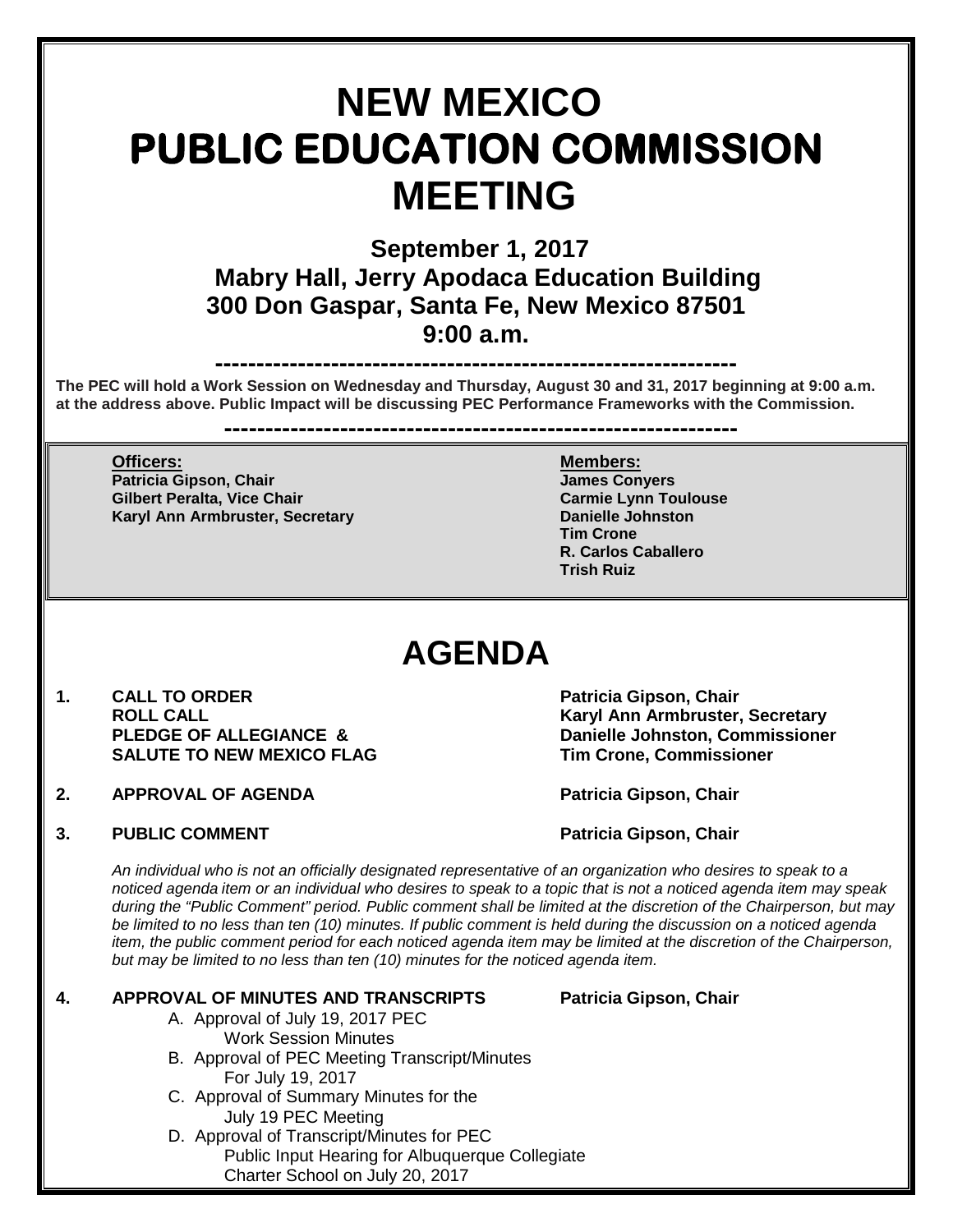# NEW MEXICO
# PUBLIC EDUCATION COMMISSION
# MEETING

**September 1, 2017**
**Mabry Hall, Jerry Apodaca Education Building**
**300 Don Gaspar, Santa Fe, New Mexico 87501**
**9:00 a.m.**

---

**The PEC will hold a Work Session on Wednesday and Thursday, August 30 and 31, 2017 beginning at 9:00 a.m. at the address above. Public Impact will be discussing PEC Performance Frameworks with the Commission.**

---

**Officers:**
**Patricia Gipson, Chair**
**Gilbert Peralta, Vice Chair**
**Karyl Ann Armbruster, Secretary**

**Members:**
**James Conyers**
**Carmie Lynn Toulouse**
**Danielle Johnston**
**Tim Crone**
**R. Carlos Caballero**
**Trish Ruiz**

# AGENDA

1. **CALL TO ORDER** — **Patricia Gipson, Chair**
   **ROLL CALL** — **Karyl Ann Armbruster, Secretary**
   **PLEDGE OF ALLEGIANCE & SALUTE TO NEW MEXICO FLAG** — **Danielle Johnston, Commissioner; Tim Crone, Commissioner**

2. **APPROVAL OF AGENDA** — **Patricia Gipson, Chair**

3. **PUBLIC COMMENT** — **Patricia Gipson, Chair**

   *An individual who is not an officially designated representative of an organization who desires to speak to a noticed agenda item or an individual who desires to speak to a topic that is not a noticed agenda item may speak during the "Public Comment" period. Public comment shall be limited at the discretion of the Chairperson, but may be limited to no less than ten (10) minutes. If public comment is held during the discussion on a noticed agenda item, the public comment period for each noticed agenda item may be limited at the discretion of the Chairperson, but may be limited to no less than ten (10) minutes for the noticed agenda item.*

4. **APPROVAL OF MINUTES AND TRANSCRIPTS** — **Patricia Gipson, Chair**
   A. Approval of July 19, 2017 PEC Work Session Minutes
   B. Approval of PEC Meeting Transcript/Minutes For July 19, 2017
   C. Approval of Summary Minutes for the July 19 PEC Meeting
   D. Approval of Transcript/Minutes for PEC Public Input Hearing for Albuquerque Collegiate Charter School on July 20, 2017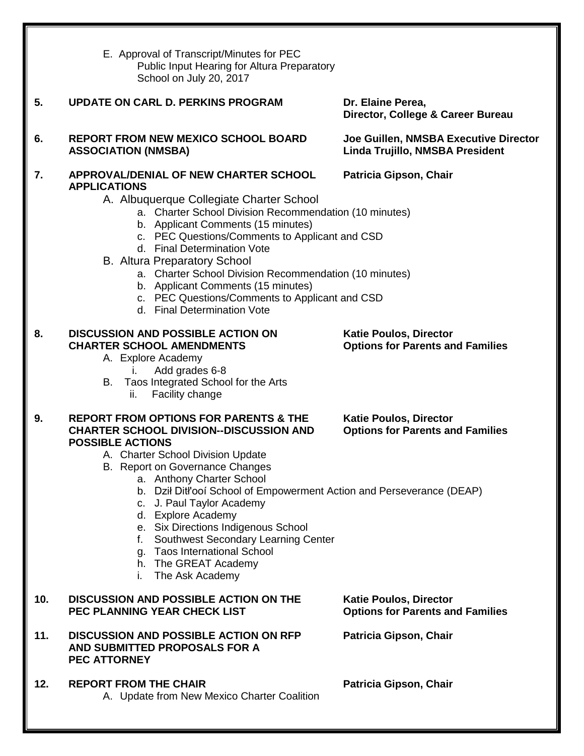E. Approval of Transcript/Minutes for PEC Public Input Hearing for Altura Preparatory School on July 20, 2017

**5. UPDATE ON CARL D. PERKINS PROGRAM** — **Dr. Elaine Perea, Director, College & Career Bureau**

**6. REPORT FROM NEW MEXICO SCHOOL BOARD ASSOCIATION (NMSBA)** — **Joe Guillen, NMSBA Executive Director; Linda Trujillo, NMSBA President**

**7. APPROVAL/DENIAL OF NEW CHARTER SCHOOL APPLICATIONS** — **Patricia Gipson, Chair**

- A. Albuquerque Collegiate Charter School
  - a. Charter School Division Recommendation (10 minutes)
  - b. Applicant Comments (15 minutes)
  - c. PEC Questions/Comments to Applicant and CSD
  - d. Final Determination Vote
- B. Altura Preparatory School
  - a. Charter School Division Recommendation (10 minutes)
  - b. Applicant Comments (15 minutes)
  - c. PEC Questions/Comments to Applicant and CSD
  - d. Final Determination Vote

**8. DISCUSSION AND POSSIBLE ACTION ON CHARTER SCHOOL AMENDMENTS** — **Katie Poulos, Director, Options for Parents and Families**

- A. Explore Academy
  - i. Add grades 6-8
- B. Taos Integrated School for the Arts
  - ii. Facility change

**9. REPORT FROM OPTIONS FOR PARENTS & THE CHARTER SCHOOL DIVISION--DISCUSSION AND POSSIBLE ACTIONS** — **Katie Poulos, Director, Options for Parents and Families**

- A. Charter School Division Update
- B. Report on Governance Changes
  - a. Anthony Charter School
  - b. Dził Ditł'ooí School of Empowerment Action and Perseverance (DEAP)
  - c. J. Paul Taylor Academy
  - d. Explore Academy
  - e. Six Directions Indigenous School
  - f. Southwest Secondary Learning Center
  - g. Taos International School
  - h. The GREAT Academy
  - i. The Ask Academy

**10. DISCUSSION AND POSSIBLE ACTION ON THE PEC PLANNING YEAR CHECK LIST** — **Katie Poulos, Director, Options for Parents and Families**

**11. DISCUSSION AND POSSIBLE ACTION ON RFP AND SUBMITTED PROPOSALS FOR A PEC ATTORNEY** — **Patricia Gipson, Chair**

**12. REPORT FROM THE CHAIR** — **Patricia Gipson, Chair**

- A. Update from New Mexico Charter Coalition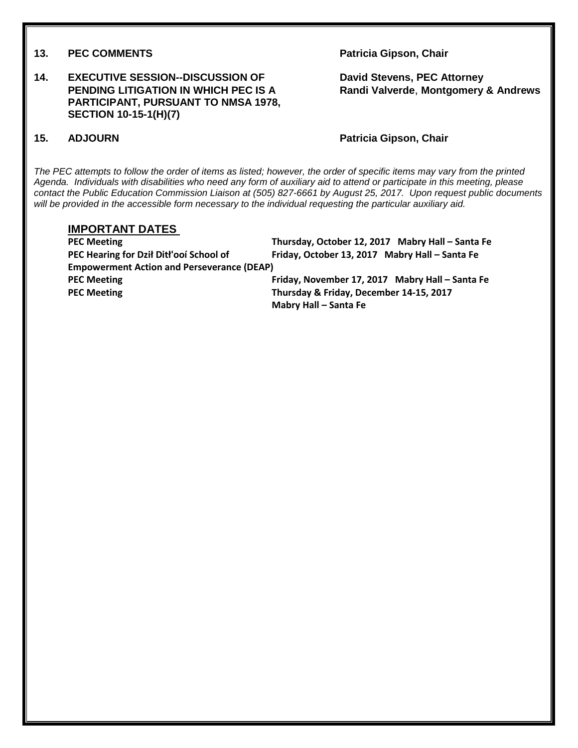**13. PEC COMMENTS** **Patricia Gipson, Chair**

**14. EXECUTIVE SESSION--DISCUSSION OF PENDING LITIGATION IN WHICH PEC IS A PARTICIPANT, PURSUANT TO NMSA 1978, SECTION 10-15-1(H)(7)** **David Stevens, PEC Attorney**
**Randi Valverde, Montgomery & Andrews**

**15. ADJOURN** **Patricia Gipson, Chair**

*The PEC attempts to follow the order of items as listed; however, the order of specific items may vary from the printed Agenda. Individuals with disabilities who need any form of auxiliary aid to attend or participate in this meeting, please contact the Public Education Commission Liaison at (505) 827-6661 by August 25, 2017. Upon request public documents will be provided in the accessible form necessary to the individual requesting the particular auxiliary aid.*

## IMPORTANT DATES

| | |
|---|---|
| **PEC Meeting** | **Thursday, October 12, 2017 Mabry Hall – Santa Fe** |
| **PEC Hearing for Dził Ditł'ooí School of Empowerment Action and Perseverance (DEAP)** | **Friday, October 13, 2017 Mabry Hall – Santa Fe** |
| **PEC Meeting** | **Friday, November 17, 2017 Mabry Hall – Santa Fe** |
| **PEC Meeting** | **Thursday & Friday, December 14-15, 2017 Mabry Hall – Santa Fe** |